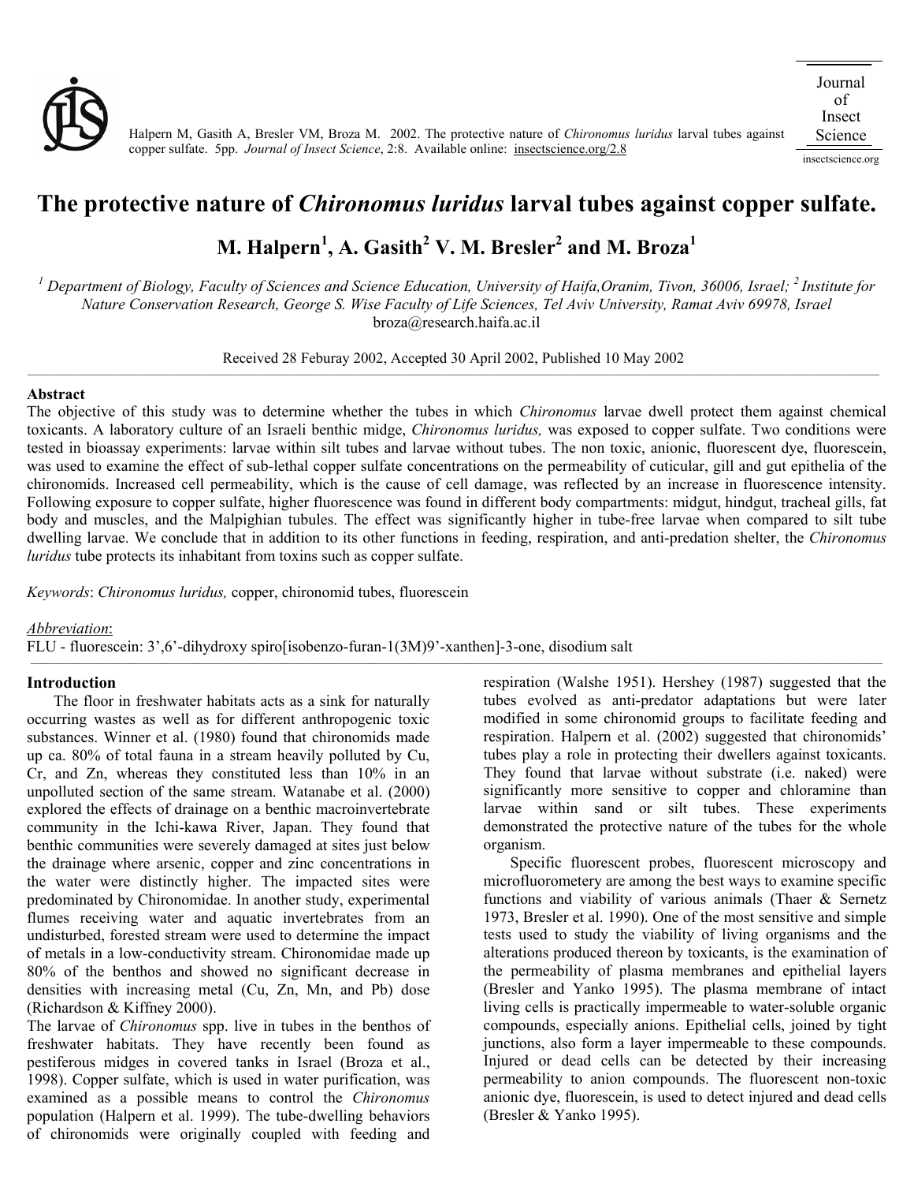Halpern M, Gasith A, Bresler VM, Broza M. 2002. The protective nature of *Chironomus luridus* larval tubes against copper sulfate. 5pp. *Journal of Insect Science*, 2:8. Available online: insectscience.org/2.8

# The protective nature of *Chironomus luridus* larval tubes against copper sulfate.

**M. Halpern[1], A. Gasith[2] V. M. Bresler[2] and M. Broza[1]**

*[1] Department of Biology, Faculty of Sciences and Science Education, University of Haifa,Oranim, Tivon, 36006, Israel; [2] Institute for Nature Conservation Research, George S. Wise Faculty of Life Sciences, Tel Aviv University, Ramat Aviv 69978, Israel*
broza@research.haifa.ac.il

Received 28 Feburay 2002, Accepted 30 April 2002, Published 10 May 2002

## Abstract

The objective of this study was to determine whether the tubes in which *Chironomus* larvae dwell protect them against chemical toxicants. A laboratory culture of an Israeli benthic midge, *Chironomus luridus,* was exposed to copper sulfate. Two conditions were tested in bioassay experiments: larvae within silt tubes and larvae without tubes. The non toxic, anionic, fluorescent dye, fluorescein, was used to examine the effect of sub-lethal copper sulfate concentrations on the permeability of cuticular, gill and gut epithelia of the chironomids. Increased cell permeability, which is the cause of cell damage, was reflected by an increase in fluorescence intensity. Following exposure to copper sulfate, higher fluorescence was found in different body compartments: midgut, hindgut, tracheal gills, fat body and muscles, and the Malpighian tubules. The effect was significantly higher in tube-free larvae when compared to silt tube dwelling larvae. We conclude that in addition to its other functions in feeding, respiration, and anti-predation shelter, the *Chironomus luridus* tube protects its inhabitant from toxins such as copper sulfate.

*Keywords*: *Chironomus luridus,* copper, chironomid tubes, fluorescein

*Abbreviation*:
FLU - fluorescein: 3',6'-dihydroxy spiro[isobenzo-furan-1(3M)9'-xanthen]-3-one, disodium salt

## Introduction

The floor in freshwater habitats acts as a sink for naturally occurring wastes as well as for different anthropogenic toxic substances. Winner et al. (1980) found that chironomids made up ca. 80% of total fauna in a stream heavily polluted by Cu, Cr, and Zn, whereas they constituted less than 10% in an unpolluted section of the same stream. Watanabe et al. (2000) explored the effects of drainage on a benthic macroinvertebrate community in the Ichi-kawa River, Japan. They found that benthic communities were severely damaged at sites just below the drainage where arsenic, copper and zinc concentrations in the water were distinctly higher. The impacted sites were predominated by Chironomidae. In another study, experimental flumes receiving water and aquatic invertebrates from an undisturbed, forested stream were used to determine the impact of metals in a low-conductivity stream. Chironomidae made up 80% of the benthos and showed no significant decrease in densities with increasing metal (Cu, Zn, Mn, and Pb) dose (Richardson & Kiffney 2000).

The larvae of *Chironomus* spp. live in tubes in the benthos of freshwater habitats. They have recently been found as pestiferous midges in covered tanks in Israel (Broza et al., 1998). Copper sulfate, which is used in water purification, was examined as a possible means to control the *Chironomus* population (Halpern et al. 1999). The tube-dwelling behaviors of chironomids were originally coupled with feeding and respiration (Walshe 1951). Hershey (1987) suggested that the tubes evolved as anti-predator adaptations but were later modified in some chironomid groups to facilitate feeding and respiration. Halpern et al. (2002) suggested that chironomids' tubes play a role in protecting their dwellers against toxicants. They found that larvae without substrate (i.e. naked) were significantly more sensitive to copper and chloramine than larvae within sand or silt tubes. These experiments demonstrated the protective nature of the tubes for the whole organism.

Specific fluorescent probes, fluorescent microscopy and microfluorometery are among the best ways to examine specific functions and viability of various animals (Thaer & Sernetz 1973, Bresler et al. 1990). One of the most sensitive and simple tests used to study the viability of living organisms and the alterations produced thereon by toxicants, is the examination of the permeability of plasma membranes and epithelial layers (Bresler and Yanko 1995). The plasma membrane of intact living cells is practically impermeable to water-soluble organic compounds, especially anions. Epithelial cells, joined by tight junctions, also form a layer impermeable to these compounds. Injured or dead cells can be detected by their increasing permeability to anion compounds. The fluorescent non-toxic anionic dye, fluorescein, is used to detect injured and dead cells (Bresler & Yanko 1995).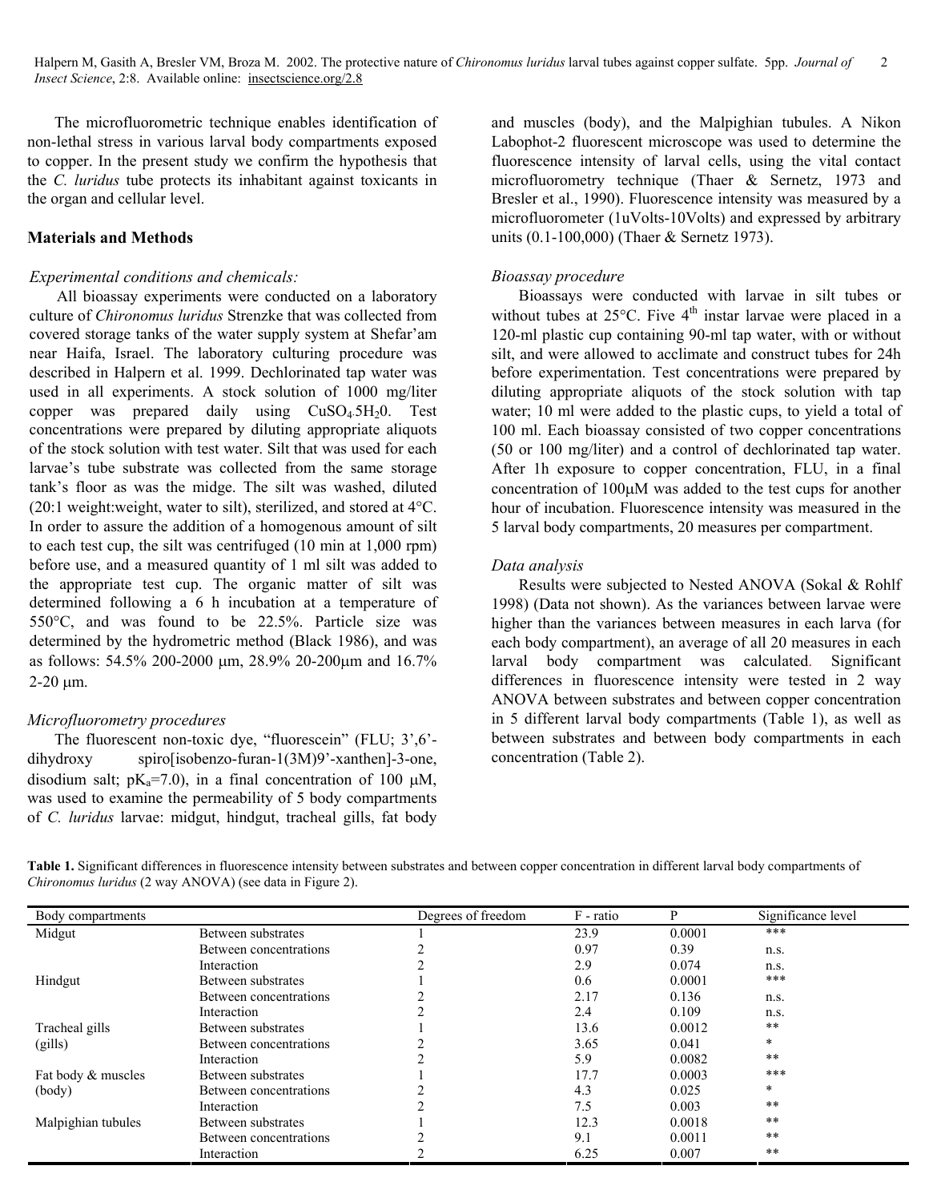The microfluorometric technique enables identification of non-lethal stress in various larval body compartments exposed to copper. In the present study we confirm the hypothesis that the *C. luridus* tube protects its inhabitant against toxicants in the organ and cellular level.

## Materials and Methods

### *Experimental conditions and chemicals:*

All bioassay experiments were conducted on a laboratory culture of *Chironomus luridus* Strenzke that was collected from covered storage tanks of the water supply system at Shefar'am near Haifa, Israel. The laboratory culturing procedure was described in Halpern et al. 1999. Dechlorinated tap water was used in all experiments. A stock solution of 1000 mg/liter copper was prepared daily using $CuSO_4.5H_20$. Test concentrations were prepared by diluting appropriate aliquots of the stock solution with test water. Silt that was used for each larvae's tube substrate was collected from the same storage tank's floor as was the midge. The silt was washed, diluted (20:1 weight:weight, water to silt), sterilized, and stored at 4°C. In order to assure the addition of a homogenous amount of silt to each test cup, the silt was centrifuged (10 min at 1,000 rpm) before use, and a measured quantity of 1 ml silt was added to the appropriate test cup. The organic matter of silt was determined following a 6 h incubation at a temperature of 550°C, and was found to be 22.5%. Particle size was determined by the hydrometric method (Black 1986), and was as follows: 54.5% 200-2000 μm, 28.9% 20-200μm and 16.7% 2-20 μm.

### *Microfluorometry procedures*

The fluorescent non-toxic dye, "fluorescein" (FLU; 3',6'-dihydroxy spiro[isobenzo-furan-1(3M)9'-xanthen]-3-one, disodium salt; $pK_a$=7.0), in a final concentration of 100 μM, was used to examine the permeability of 5 body compartments of *C. luridus* larvae: midgut, hindgut, tracheal gills, fat body and muscles (body), and the Malpighian tubules. A Nikon Labophot-2 fluorescent microscope was used to determine the fluorescence intensity of larval cells, using the vital contact microfluorometry technique (Thaer & Sernetz, 1973 and Bresler et al., 1990). Fluorescence intensity was measured by a microfluorometer (1uVolts-10Volts) and expressed by arbitrary units (0.1-100,000) (Thaer & Sernetz 1973).

### *Bioassay procedure*

Bioassays were conducted with larvae in silt tubes or without tubes at 25°C. Five 4th instar larvae were placed in a 120-ml plastic cup containing 90-ml tap water, with or without silt, and were allowed to acclimate and construct tubes for 24h before experimentation. Test concentrations were prepared by diluting appropriate aliquots of the stock solution with tap water; 10 ml were added to the plastic cups, to yield a total of 100 ml. Each bioassay consisted of two copper concentrations (50 or 100 mg/liter) and a control of dechlorinated tap water. After 1h exposure to copper concentration, FLU, in a final concentration of 100μM was added to the test cups for another hour of incubation. Fluorescence intensity was measured in the 5 larval body compartments, 20 measures per compartment.

### *Data analysis*

Results were subjected to Nested ANOVA (Sokal & Rohlf 1998) (Data not shown). As the variances between larvae were higher than the variances between measures in each larva (for each body compartment), an average of all 20 measures in each larval body compartment was calculated. Significant differences in fluorescence intensity were tested in 2 way ANOVA between substrates and between copper concentration in 5 different larval body compartments (Table 1), as well as between substrates and between body compartments in each concentration (Table 2).

**Table 1.** Significant differences in fluorescence intensity between substrates and between copper concentration in different larval body compartments of *Chironomus luridus* (2 way ANOVA) (see data in Figure 2).

| Body compartments | | Degrees of freedom | F - ratio | P | Significance level |
|---|---|---|---|---|---|
| Midgut | Between substrates | 1 | 23.9 | 0.0001 | *** |
| | Between concentrations | 2 | 0.97 | 0.39 | n.s. |
| | Interaction | 2 | 2.9 | 0.074 | n.s. |
| Hindgut | Between substrates | 1 | 0.6 | 0.0001 | *** |
| | Between concentrations | 2 | 2.17 | 0.136 | n.s. |
| | Interaction | 2 | 2.4 | 0.109 | n.s. |
| Tracheal gills (gills) | Between substrates | 1 | 13.6 | 0.0012 | ** |
| | Between concentrations | 2 | 3.65 | 0.041 | * |
| | Interaction | 2 | 5.9 | 0.0082 | ** |
| Fat body & muscles (body) | Between substrates | 1 | 17.7 | 0.0003 | *** |
| | Between concentrations | 2 | 4.3 | 0.025 | * |
| | Interaction | 2 | 7.5 | 0.003 | ** |
| Malpighian tubules | Between substrates | 1 | 12.3 | 0.0018 | ** |
| | Between concentrations | 2 | 9.1 | 0.0011 | ** |
| | Interaction | 2 | 6.25 | 0.007 | ** |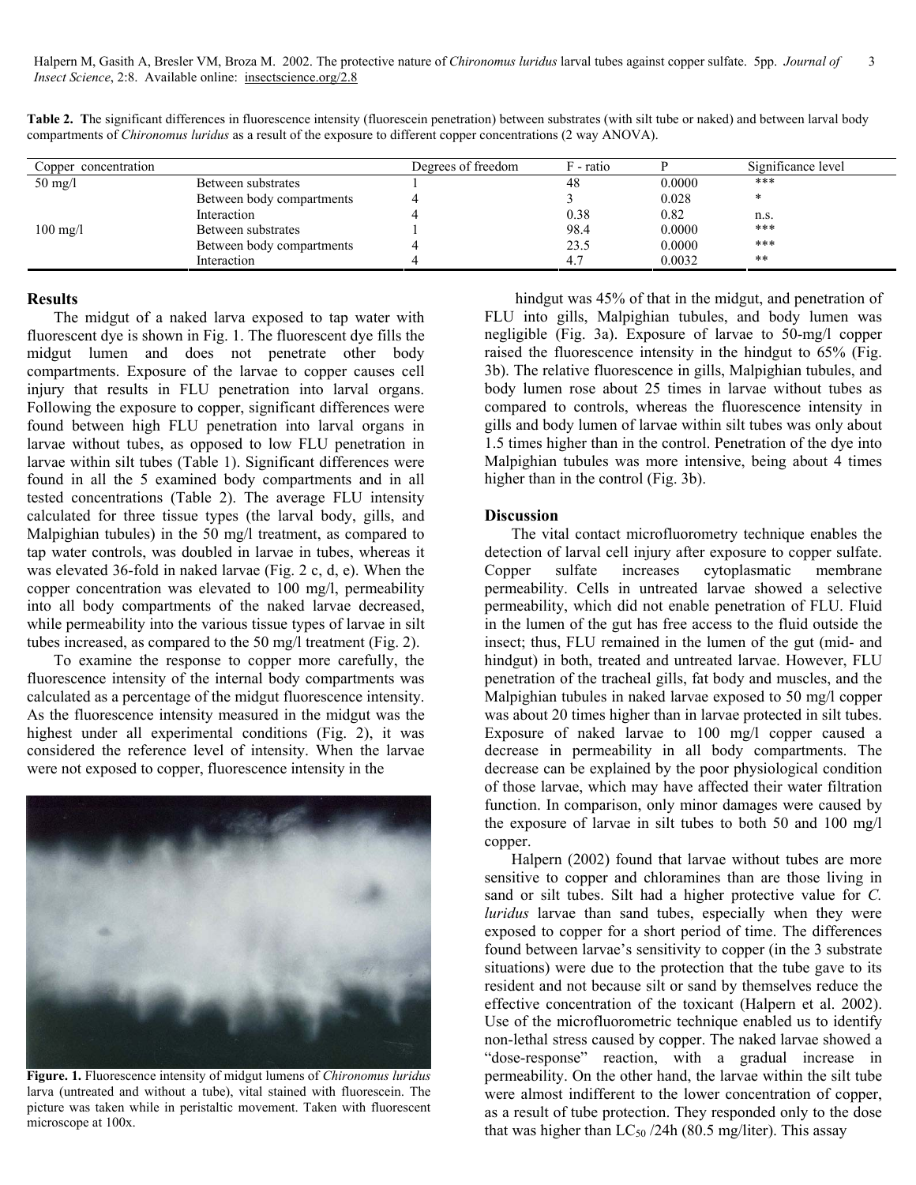**Table 2.** The significant differences in fluorescence intensity (fluorescein penetration) between substrates (with silt tube or naked) and between larval body compartments of *Chironomus luridus* as a result of the exposure to different copper concentrations (2 way ANOVA).

| Copper concentration | | Degrees of freedom | F - ratio | P | Significance level |
|---|---|---|---|---|---|
| 50 mg/l | Between substrates | 1 | 48 | 0.0000 | *** |
| | Between body compartments | 4 | 3 | 0.028 | * |
| | Interaction | 4 | 0.38 | 0.82 | n.s. |
| 100 mg/l | Between substrates | 1 | 98.4 | 0.0000 | *** |
| | Between body compartments | 4 | 23.5 | 0.0000 | *** |
| | Interaction | 4 | 4.7 | 0.0032 | ** |

## Results

The midgut of a naked larva exposed to tap water with fluorescent dye is shown in Fig. 1. The fluorescent dye fills the midgut lumen and does not penetrate other body compartments. Exposure of the larvae to copper causes cell injury that results in FLU penetration into larval organs. Following the exposure to copper, significant differences were found between high FLU penetration into larval organs in larvae without tubes, as opposed to low FLU penetration in larvae within silt tubes (Table 1). Significant differences were found in all the 5 examined body compartments and in all tested concentrations (Table 2). The average FLU intensity calculated for three tissue types (the larval body, gills, and Malpighian tubules) in the 50 mg/l treatment, as compared to tap water controls, was doubled in larvae in tubes, whereas it was elevated 36-fold in naked larvae (Fig. 2 c, d, e). When the copper concentration was elevated to 100 mg/l, permeability into all body compartments of the naked larvae decreased, while permeability into the various tissue types of larvae in silt tubes increased, as compared to the 50 mg/l treatment (Fig. 2).

To examine the response to copper more carefully, the fluorescence intensity of the internal body compartments was calculated as a percentage of the midgut fluorescence intensity. As the fluorescence intensity measured in the midgut was the highest under all experimental conditions (Fig. 2), it was considered the reference level of intensity. When the larvae were not exposed to copper, fluorescence intensity in the hindgut was 45% of that in the midgut, and penetration of FLU into gills, Malpighian tubules, and body lumen was negligible (Fig. 3a). Exposure of larvae to 50-mg/l copper raised the fluorescence intensity in the hindgut to 65% (Fig. 3b). The relative fluorescence in gills, Malpighian tubules, and body lumen rose about 25 times in larvae without tubes as compared to controls, whereas the fluorescence intensity in gills and body lumen of larvae within silt tubes was only about 1.5 times higher than in the control. Penetration of the dye into Malpighian tubules was more intensive, being about 4 times higher than in the control (Fig. 3b).

**Figure. 1.** Fluorescence intensity of midgut lumens of *Chironomus luridus* larva (untreated and without a tube), vital stained with fluorescein. The picture was taken while in peristaltic movement. Taken with fluorescent microscope at 100x.

## Discussion

The vital contact microfluorometry technique enables the detection of larval cell injury after exposure to copper sulfate. Copper sulfate increases cytoplasmatic membrane permeability. Cells in untreated larvae showed a selective permeability, which did not enable penetration of FLU. Fluid in the lumen of the gut has free access to the fluid outside the insect; thus, FLU remained in the lumen of the gut (mid- and hindgut) in both, treated and untreated larvae. However, FLU penetration of the tracheal gills, fat body and muscles, and the Malpighian tubules in naked larvae exposed to 50 mg/l copper was about 20 times higher than in larvae protected in silt tubes. Exposure of naked larvae to 100 mg/l copper caused a decrease in permeability in all body compartments. The decrease can be explained by the poor physiological condition of those larvae, which may have affected their water filtration function. In comparison, only minor damages were caused by the exposure of larvae in silt tubes to both 50 and 100 mg/l copper.

Halpern (2002) found that larvae without tubes are more sensitive to copper and chloramines than are those living in sand or silt tubes. Silt had a higher protective value for *C. luridus* larvae than sand tubes, especially when they were exposed to copper for a short period of time. The differences found between larvae's sensitivity to copper (in the 3 substrate situations) were due to the protection that the tube gave to its resident and not because silt or sand by themselves reduce the effective concentration of the toxicant (Halpern et al. 2002). Use of the microfluorometric technique enabled us to identify non-lethal stress caused by copper. The naked larvae showed a "dose-response" reaction, with a gradual increase in permeability. On the other hand, the larvae within the silt tube were almost indifferent to the lower concentration of copper, as a result of tube protection. They responded only to the dose that was higher than $LC_{50}$ /24h (80.5 mg/liter). This assay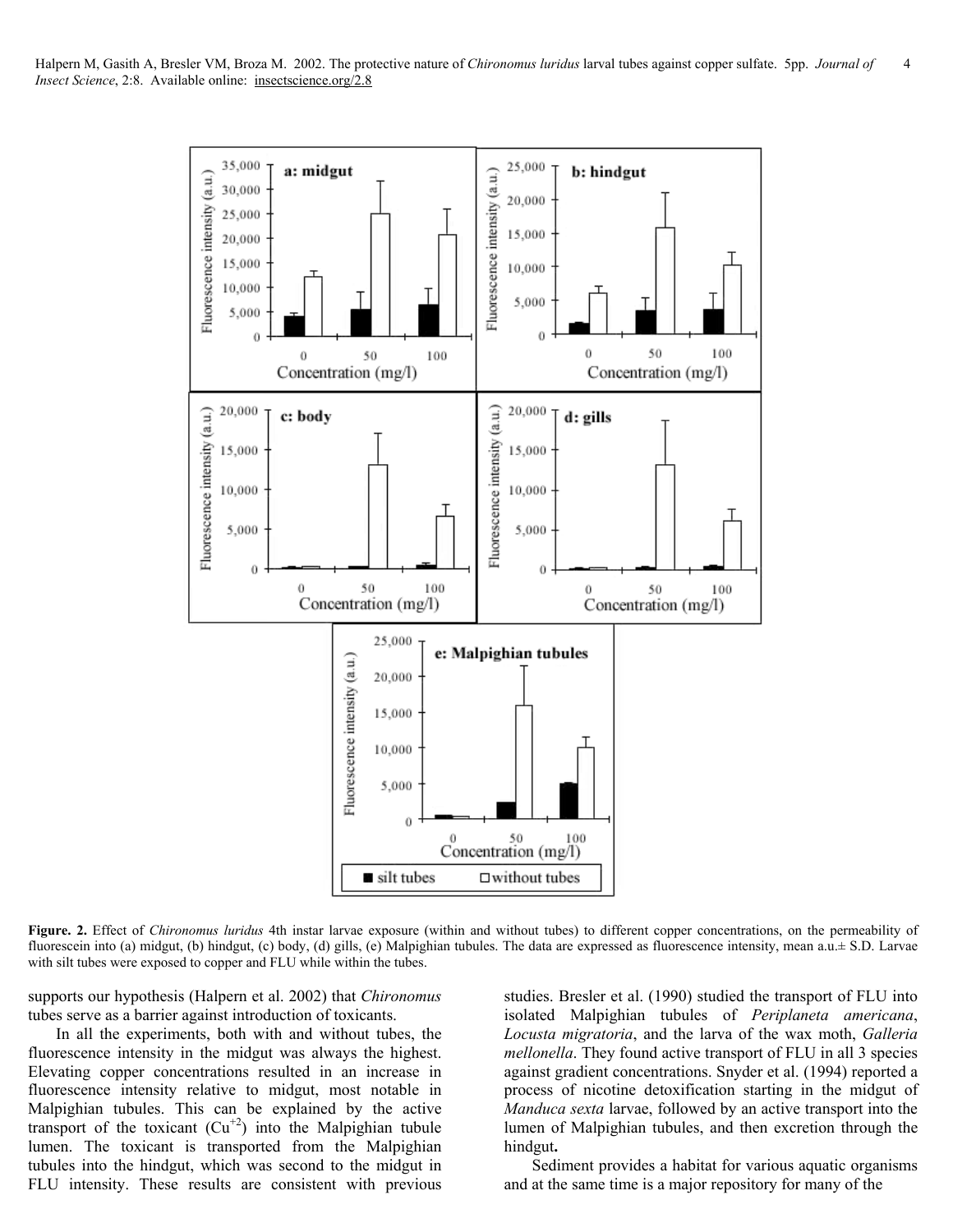**Figure. 2.** Effect of *Chironomus luridus* 4th instar larvae exposure (within and without tubes) to different copper concentrations, on the permeability of fluorescein into (a) midgut, (b) hindgut, (c) body, (d) gills, (e) Malpighian tubules. The data are expressed as fluorescence intensity, mean a.u.± S.D. Larvae with silt tubes were exposed to copper and FLU while within the tubes.

supports our hypothesis (Halpern et al. 2002) that *Chironomus* tubes serve as a barrier against introduction of toxicants.

In all the experiments, both with and without tubes, the fluorescence intensity in the midgut was always the highest. Elevating copper concentrations resulted in an increase in fluorescence intensity relative to midgut, most notable in Malpighian tubules. This can be explained by the active transport of the toxicant ($Cu^{+2}$) into the Malpighian tubule lumen. The toxicant is transported from the Malpighian tubules into the hindgut, which was second to the midgut in FLU intensity. These results are consistent with previous studies. Bresler et al. (1990) studied the transport of FLU into isolated Malpighian tubules of *Periplaneta americana*, *Locusta migratoria*, and the larva of the wax moth, *Galleria mellonella*. They found active transport of FLU in all 3 species against gradient concentrations. Snyder et al. (1994) reported a process of nicotine detoxification starting in the midgut of *Manduca sexta* larvae, followed by an active transport into the lumen of Malpighian tubules, and then excretion through the hindgut**.**

Sediment provides a habitat for various aquatic organisms and at the same time is a major repository for many of the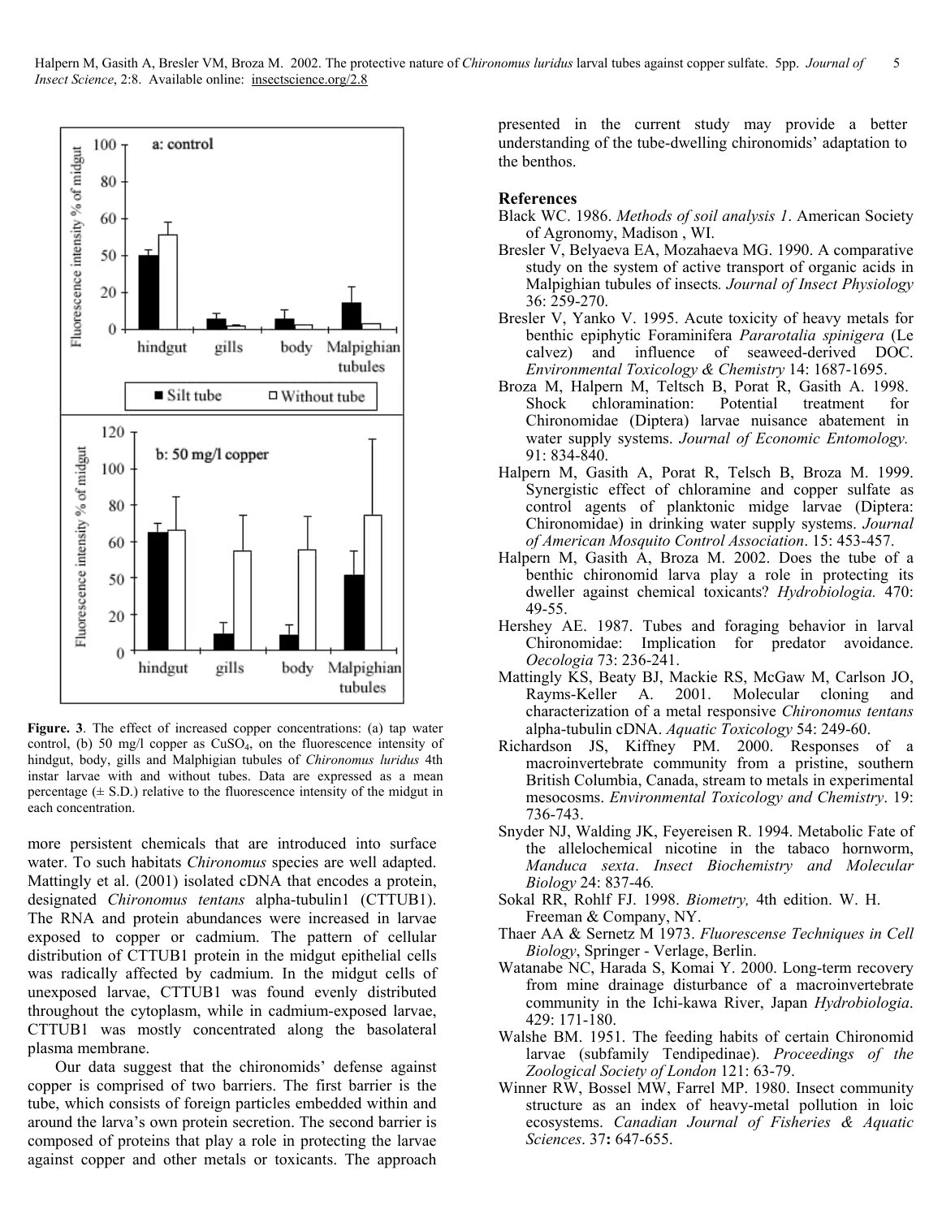a: control

Fluorescence intensity % of midgut

100
80
60
40
20
0

hindgut gills body Malpighian tubules

■ Silt tube □ Without tube

b: 50 mg/l copper

Fluorescence intensity % of midgut

120
100
80
60
50
20
0

hindgut gills body Malpighian tubules

**Figure. 3**. The effect of increased copper concentrations: (a) tap water control, (b) 50 mg/l copper as $CuSO_4$, on the fluorescence intensity of hindgut, body, gills and Malphigian tubules of *Chironomus luridus* 4th instar larvae with and without tubes. Data are expressed as a mean percentage (± S.D.) relative to the fluorescence intensity of the midgut in each concentration.

more persistent chemicals that are introduced into surface water. To such habitats *Chironomus* species are well adapted. Mattingly et al. (2001) isolated cDNA that encodes a protein, designated *Chironomus tentans* alpha-tubulin1 (CTTUB1). The RNA and protein abundances were increased in larvae exposed to copper or cadmium. The pattern of cellular distribution of CTTUB1 protein in the midgut epithelial cells was radically affected by cadmium. In the midgut cells of unexposed larvae, CTTUB1 was found evenly distributed throughout the cytoplasm, while in cadmium-exposed larvae, CTTUB1 was mostly concentrated along the basolateral plasma membrane.

Our data suggest that the chironomids' defense against copper is comprised of two barriers. The first barrier is the tube, which consists of foreign particles embedded within and around the larva's own protein secretion. The second barrier is composed of proteins that play a role in protecting the larvae against copper and other metals or toxicants. The approach presented in the current study may provide a better understanding of the tube-dwelling chironomids' adaptation to the benthos.

## References

Black WC. 1986. *Methods of soil analysis 1*. American Society of Agronomy, Madison , WI.

Bresler V, Belyaeva EA, Mozahaeva MG. 1990. A comparative study on the system of active transport of organic acids in Malpighian tubules of insects. *Journal of Insect Physiology* 36: 259-270.

Bresler V, Yanko V. 1995. Acute toxicity of heavy metals for benthic epiphytic Foraminifera *Pararotalia spinigera* (Le calvez) and influence of seaweed-derived DOC. *Environmental Toxicology & Chemistry* 14: 1687-1695.

Broza M, Halpern M, Teltsch B, Porat R, Gasith A. 1998. Shock chloramination: Potential treatment for Chironomidae (Diptera) larvae nuisance abatement in water supply systems. *Journal of Economic Entomology.* 91: 834-840.

Halpern M, Gasith A, Porat R, Telsch B, Broza M. 1999. Synergistic effect of chloramine and copper sulfate as control agents of planktonic midge larvae (Diptera: Chironomidae) in drinking water supply systems. *Journal of American Mosquito Control Association*. 15: 453-457.

Halpern M, Gasith A, Broza M. 2002. Does the tube of a benthic chironomid larva play a role in protecting its dweller against chemical toxicants? *Hydrobiologia.* 470: 49-55.

Hershey AE. 1987. Tubes and foraging behavior in larval Chironomidae: Implication for predator avoidance. *Oecologia* 73: 236-241.

Mattingly KS, Beaty BJ, Mackie RS, McGaw M, Carlson JO, Rayms-Keller A. 2001. Molecular cloning and characterization of a metal responsive *Chironomus tentans* alpha-tubulin cDNA. *Aquatic Toxicology* 54: 249-60.

Richardson JS, Kiffney PM. 2000. Responses of a macroinvertebrate community from a pristine, southern British Columbia, Canada, stream to metals in experimental mesocosms. *Environmental Toxicology and Chemistry*. 19: 736-743.

Snyder NJ, Walding JK, Feyereisen R. 1994. Metabolic Fate of the allelochemical nicotine in the tabaco hornworm, *Manduca sexta*. *Insect Biochemistry and Molecular Biology* 24: 837-46*.*

Sokal RR, Rohlf FJ. 1998. *Biometry,* 4th edition. W. H. Freeman & Company, NY.

Thaer AA & Sernetz M 1973. *Fluorescense Techniques in Cell Biology*, Springer - Verlage, Berlin.

Watanabe NC, Harada S, Komai Y. 2000. Long-term recovery from mine drainage disturbance of a macroinvertebrate community in the Ichi-kawa River, Japan *Hydrobiologia*. 429: 171-180.

Walshe BM. 1951. The feeding habits of certain Chironomid larvae (subfamily Tendipedinae). *Proceedings of the Zoological Society of London* 121: 63-79.

Winner RW, Bossel MW, Farrel MP. 1980. Insect community structure as an index of heavy-metal pollution in loic ecosystems. *Canadian Journal of Fisheries & Aquatic Sciences*. 37**:** 647-655.